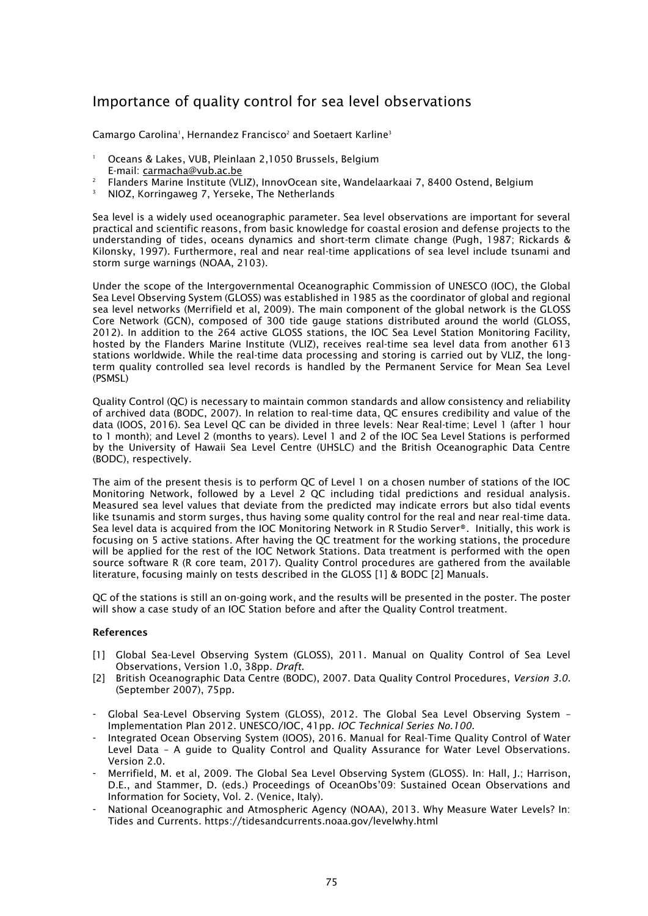# Importance of quality control for sea level observations

Camargo Carolina[1], Hernandez Francisco[2] and Soetaert Karline[3]

[1] Oceans & Lakes, VUB, Pleinlaan 2,1050 Brussels, Belgium
E-mail: carmacha@vub.ac.be

[2] Flanders Marine Institute (VLIZ), InnovOcean site, Wandelaarkaai 7, 8400 Ostend, Belgium

[3] NIOZ, Korringaweg 7, Yerseke, The Netherlands

Sea level is a widely used oceanographic parameter. Sea level observations are important for several practical and scientific reasons, from basic knowledge for coastal erosion and defense projects to the understanding of tides, oceans dynamics and short-term climate change (Pugh, 1987; Rickards & Kilonsky, 1997). Furthermore, real and near real-time applications of sea level include tsunami and storm surge warnings (NOAA, 2103).

Under the scope of the Intergovernmental Oceanographic Commission of UNESCO (IOC), the Global Sea Level Observing System (GLOSS) was established in 1985 as the coordinator of global and regional sea level networks (Merrifield et al, 2009). The main component of the global network is the GLOSS Core Network (GCN), composed of 300 tide gauge stations distributed around the world (GLOSS, 2012). In addition to the 264 active GLOSS stations, the IOC Sea Level Station Monitoring Facility, hosted by the Flanders Marine Institute (VLIZ), receives real-time sea level data from another 613 stations worldwide. While the real-time data processing and storing is carried out by VLIZ, the long-term quality controlled sea level records is handled by the Permanent Service for Mean Sea Level (PSMSL)

Quality Control (QC) is necessary to maintain common standards and allow consistency and reliability of archived data (BODC, 2007). In relation to real-time data, QC ensures credibility and value of the data (IOOS, 2016). Sea Level QC can be divided in three levels: Near Real-time; Level 1 (after 1 hour to 1 month); and Level 2 (months to years). Level 1 and 2 of the IOC Sea Level Stations is performed by the University of Hawaii Sea Level Centre (UHSLC) and the British Oceanographic Data Centre (BODC), respectively.

The aim of the present thesis is to perform QC of Level 1 on a chosen number of stations of the IOC Monitoring Network, followed by a Level 2 QC including tidal predictions and residual analysis. Measured sea level values that deviate from the predicted may indicate errors but also tidal events like tsunamis and storm surges, thus having some quality control for the real and near real-time data. Sea level data is acquired from the IOC Monitoring Network in R Studio Server®. Initially, this work is focusing on 5 active stations. After having the QC treatment for the working stations, the procedure will be applied for the rest of the IOC Network Stations. Data treatment is performed with the open source software R (R core team, 2017). Quality Control procedures are gathered from the available literature, focusing mainly on tests described in the GLOSS [1] & BODC [2] Manuals.

QC of the stations is still an on-going work, and the results will be presented in the poster. The poster will show a case study of an IOC Station before and after the Quality Control treatment.

### References

[1] Global Sea-Level Observing System (GLOSS), 2011. Manual on Quality Control of Sea Level Observations, Version 1.0, 38pp. *Draft.*

[2] British Oceanographic Data Centre (BODC), 2007. Data Quality Control Procedures, *Version 3.0.* (September 2007), 75pp.

- Global Sea-Level Observing System (GLOSS), 2012. The Global Sea Level Observing System – Implementation Plan 2012. UNESCO/IOC, 41pp. *IOC Technical Series No.100.*
- Integrated Ocean Observing System (IOOS), 2016. Manual for Real-Time Quality Control of Water Level Data – A guide to Quality Control and Quality Assurance for Water Level Observations. Version 2.0.
- Merrifield, M. et al, 2009. The Global Sea Level Observing System (GLOSS). In: Hall, J.; Harrison, D.E., and Stammer, D. (eds.) Proceedings of OceanObs'09: Sustained Ocean Observations and Information for Society, Vol. 2. (Venice, Italy).
- National Oceanographic and Atmospheric Agency (NOAA), 2013. Why Measure Water Levels? In: Tides and Currents. https://tidesandcurrents.noaa.gov/levelwhy.html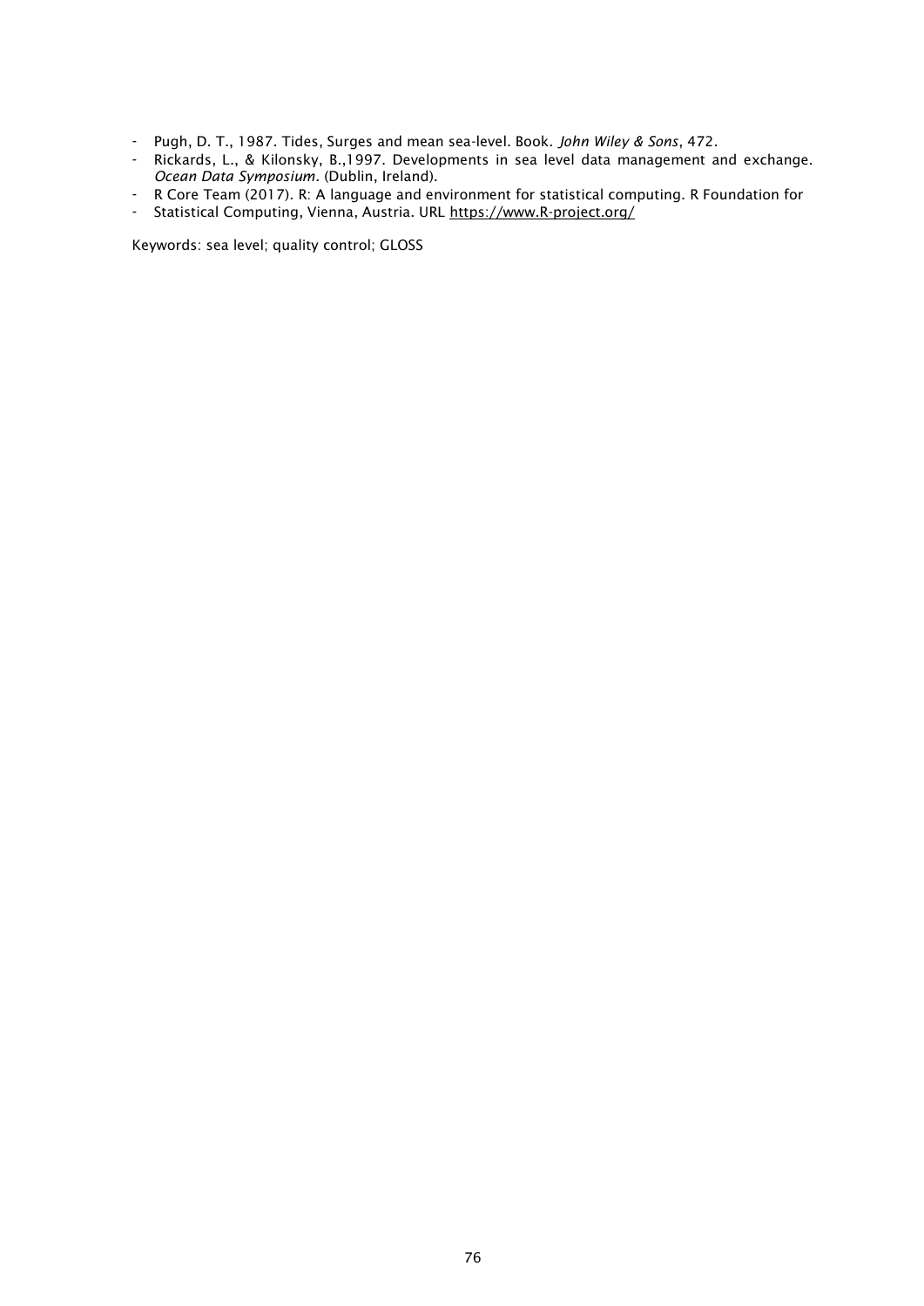- Pugh, D. T., 1987. Tides, Surges and mean sea-level. Book. *John Wiley & Sons*, 472.
- Rickards, L., & Kilonsky, B.,1997. Developments in sea level data management and exchange. *Ocean Data Symposium*. (Dublin, Ireland).
- R Core Team (2017). R: A language and environment for statistical computing. R Foundation for
- Statistical Computing, Vienna, Austria. URL https://www.R-project.org/

Keywords: sea level; quality control; GLOSS